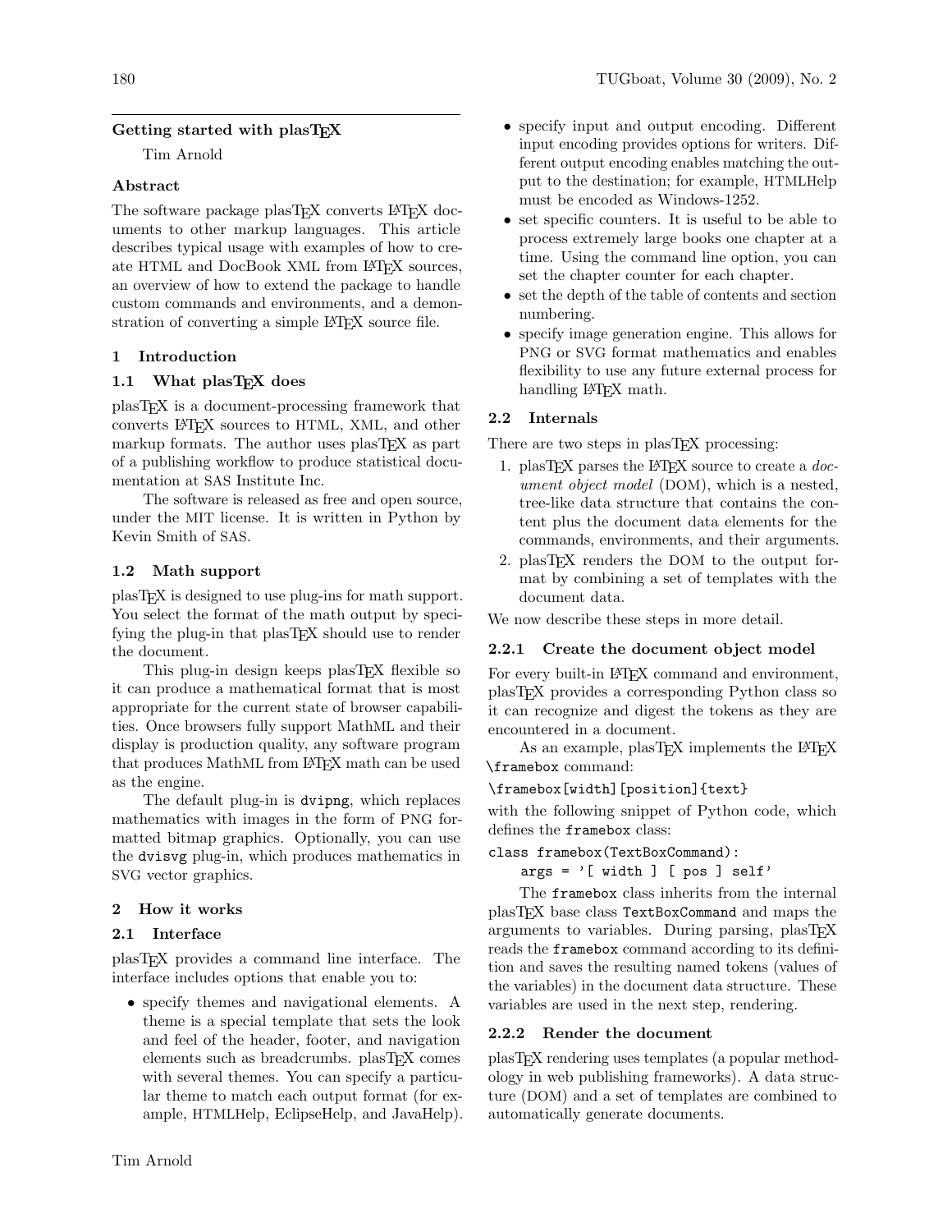## Getting started with plasTeX

Tim Arnold

### Abstract

The software package plasTeX converts LaTeX documents to other markup languages. This article describes typical usage with examples of how to create HTML and DocBook XML from LaTeX sources, an overview of how to extend the package to handle custom commands and environments, and a demonstration of converting a simple LaTeX source file.

## 1 Introduction

### 1.1 What plasTeX does

plasTeX is a document-processing framework that converts LaTeX sources to HTML, XML, and other markup formats. The author uses plasTeX as part of a publishing workflow to produce statistical documentation at SAS Institute Inc.

The software is released as free and open source, under the MIT license. It is written in Python by Kevin Smith of SAS.

### 1.2 Math support

plasTeX is designed to use plug-ins for math support. You select the format of the math output by specifying the plug-in that plasTeX should use to render the document.

This plug-in design keeps plasTeX flexible so it can produce a mathematical format that is most appropriate for the current state of browser capabilities. Once browsers fully support MathML and their display is production quality, any software program that produces MathML from LaTeX math can be used as the engine.

The default plug-in is `dvipng`, which replaces mathematics with images in the form of PNG formatted bitmap graphics. Optionally, you can use the `dvisvg` plug-in, which produces mathematics in SVG vector graphics.

## 2 How it works

### 2.1 Interface

plasTeX provides a command line interface. The interface includes options that enable you to:

- specify themes and navigational elements. A theme is a special template that sets the look and feel of the header, footer, and navigation elements such as breadcrumbs. plasTeX comes with several themes. You can specify a particular theme to match each output format (for example, HTMLHelp, EclipseHelp, and JavaHelp).
- specify input and output encoding. Different input encoding provides options for writers. Different output encoding enables matching the output to the destination; for example, HTMLHelp must be encoded as Windows-1252.
- set specific counters. It is useful to be able to process extremely large books one chapter at a time. Using the command line option, you can set the chapter counter for each chapter.
- set the depth of the table of contents and section numbering.
- specify image generation engine. This allows for PNG or SVG format mathematics and enables flexibility to use any future external process for handling LaTeX math.

### 2.2 Internals

There are two steps in plasTeX processing:

1. plasTeX parses the LaTeX source to create a *document object model* (DOM), which is a nested, tree-like data structure that contains the content plus the document data elements for the commands, environments, and their arguments.
2. plasTeX renders the DOM to the output format by combining a set of templates with the document data.

We now describe these steps in more detail.

#### 2.2.1 Create the document object model

For every built-in LaTeX command and environment, plasTeX provides a corresponding Python class so it can recognize and digest the tokens as they are encountered in a document.

As an example, plasTeX implements the LaTeX `\framebox` command:

```
\framebox[width][position]{text}
```

with the following snippet of Python code, which defines the `framebox` class:

```
class framebox(TextBoxCommand):
    args = '[ width ] [ pos ] self'
```

The `framebox` class inherits from the internal plasTeX base class `TextBoxCommand` and maps the arguments to variables. During parsing, plasTeX reads the `framebox` command according to its definition and saves the resulting named tokens (values of the variables) in the document data structure. These variables are used in the next step, rendering.

#### 2.2.2 Render the document

plasTeX rendering uses templates (a popular methodology in web publishing frameworks). A data structure (DOM) and a set of templates are combined to automatically generate documents.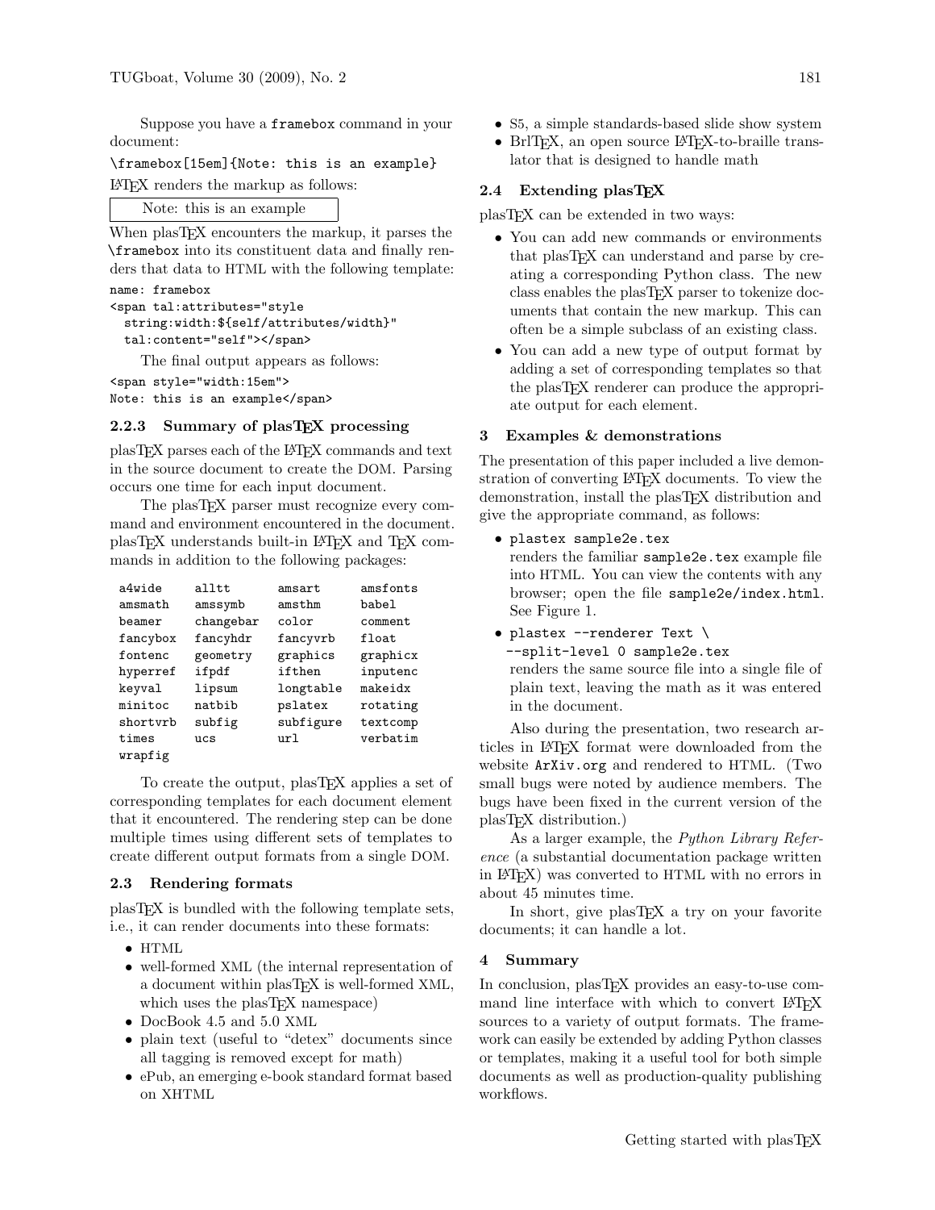Suppose you have a `framebox` command in your document:

```
\framebox[15em]{Note: this is an example}
```

LaTeX renders the markup as follows:

| Note: this is an example |
|---|

When plasTeX encounters the markup, it parses the `\framebox` into its constituent data and finally renders that data to HTML with the following template:

```
name: framebox
<span tal:attributes="style
  string:width:${self/attributes/width}"
  tal:content="self"></span>
```

The final output appears as follows:

```
<span style="width:15em">
Note: this is an example</span>
```

### 2.2.3 Summary of plasTeX processing

plasTeX parses each of the LaTeX commands and text in the source document to create the DOM. Parsing occurs one time for each input document.

The plasTeX parser must recognize every command and environment encountered in the document. plasTeX understands built-in LaTeX and TeX commands in addition to the following packages:

| | | | |
|---|---|---|---|
| a4wide | alltt | amsart | amsfonts |
| amsmath | amssymb | amsthm | babel |
| beamer | changebar | color | comment |
| fancybox | fancyhdr | fancyvrb | float |
| fontenc | geometry | graphics | graphicx |
| hyperref | ifpdf | ifthen | inputenc |
| keyval | lipsum | longtable | makeidx |
| minitoc | natbib | pslatex | rotating |
| shortvrb | subfig | subfigure | textcomp |
| times | ucs | url | verbatim |
| wrapfig | | | |

To create the output, plasTeX applies a set of corresponding templates for each document element that it encountered. The rendering step can be done multiple times using different sets of templates to create different output formats from a single DOM.

## 2.3 Rendering formats

plasTeX is bundled with the following template sets, i.e., it can render documents into these formats:

- HTML
- well-formed XML (the internal representation of a document within plasTeX is well-formed XML, which uses the plasTeX namespace)
- DocBook 4.5 and 5.0 XML
- plain text (useful to "detex" documents since all tagging is removed except for math)
- ePub, an emerging e-book standard format based on XHTML
- S5, a simple standards-based slide show system
- BrlTeX, an open source LaTeX-to-braille translator that is designed to handle math

## 2.4 Extending plasTeX

plasTeX can be extended in two ways:

- You can add new commands or environments that plasTeX can understand and parse by creating a corresponding Python class. The new class enables the plasTeX parser to tokenize documents that contain the new markup. This can often be a simple subclass of an existing class.
- You can add a new type of output format by adding a set of corresponding templates so that the plasTeX renderer can produce the appropriate output for each element.

# 3 Examples & demonstrations

The presentation of this paper included a live demonstration of converting LaTeX documents. To view the demonstration, install the plasTeX distribution and give the appropriate command, as follows:

- `plastex sample2e.tex`
  renders the familiar `sample2e.tex` example file into HTML. You can view the contents with any browser; open the file `sample2e/index.html`. See Figure 1.
- `plastex --renderer Text \`
  `--split-level 0 sample2e.tex`
  renders the same source file into a single file of plain text, leaving the math as it was entered in the document.

Also during the presentation, two research articles in LaTeX format were downloaded from the website `ArXiv.org` and rendered to HTML. (Two small bugs were noted by audience members. The bugs have been fixed in the current version of the plasTeX distribution.)

As a larger example, the *Python Library Reference* (a substantial documentation package written in LaTeX) was converted to HTML with no errors in about 45 minutes time.

In short, give plasTeX a try on your favorite documents; it can handle a lot.

# 4 Summary

In conclusion, plasTeX provides an easy-to-use command line interface with which to convert LaTeX sources to a variety of output formats. The framework can easily be extended by adding Python classes or templates, making it a useful tool for both simple documents as well as production-quality publishing workflows.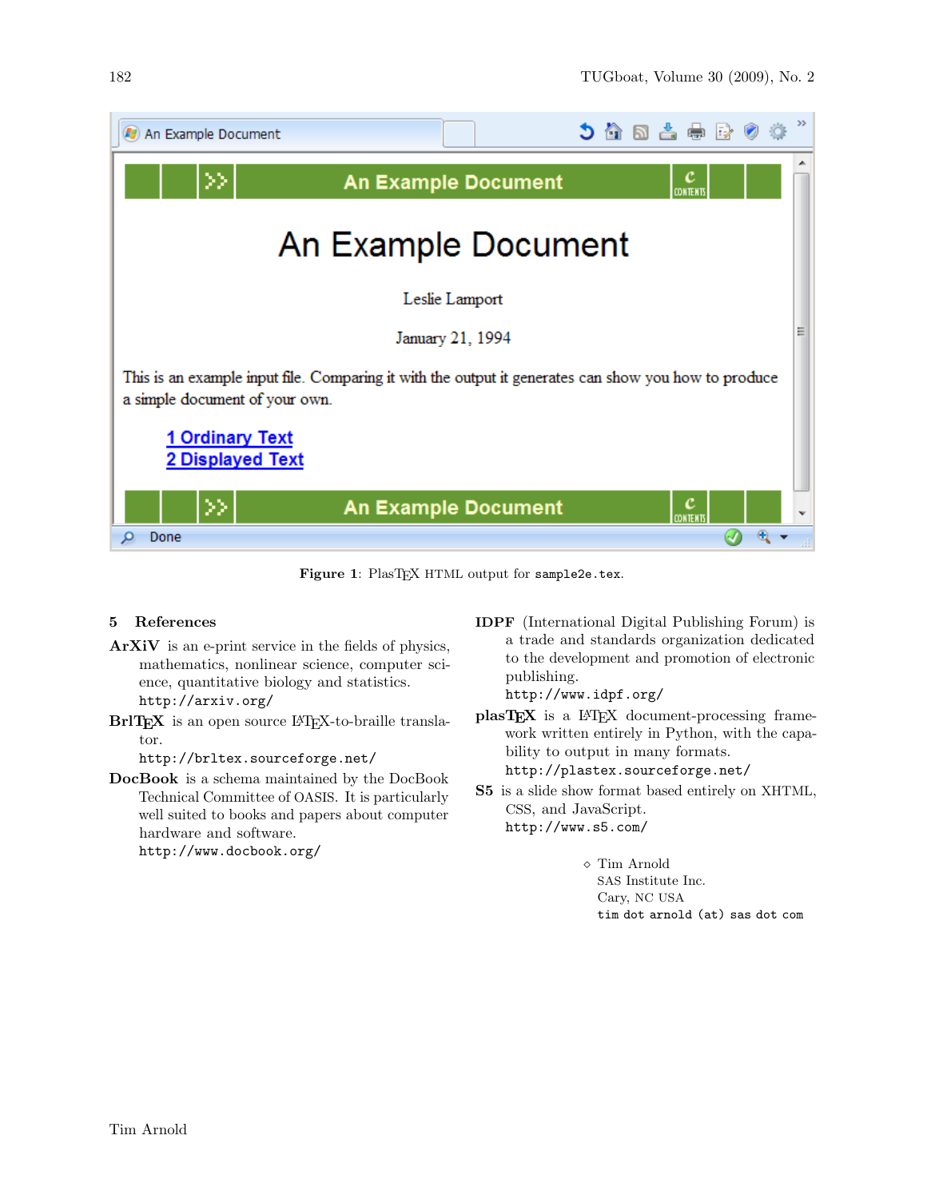Figure 1: PlasTEX HTML output for sample2e.tex.

## 5 References

**ArXiV** is an e-print service in the fields of physics, mathematics, nonlinear science, computer science, quantitative biology and statistics.
http://arxiv.org/

**BrlTEX** is an open source LATEX-to-braille translator.
http://brltex.sourceforge.net/

**DocBook** is a schema maintained by the DocBook Technical Committee of OASIS. It is particularly well suited to books and papers about computer hardware and software.
http://www.docbook.org/

**IDPF** (International Digital Publishing Forum) is a trade and standards organization dedicated to the development and promotion of electronic publishing.
http://www.idpf.org/

**plasTEX** is a LATEX document-processing framework written entirely in Python, with the capability to output in many formats.
http://plastex.sourceforge.net/

**S5** is a slide show format based entirely on XHTML, CSS, and JavaScript.
http://www.s5.com/

◇ Tim Arnold
SAS Institute Inc.
Cary, NC USA
tim dot arnold (at) sas dot com